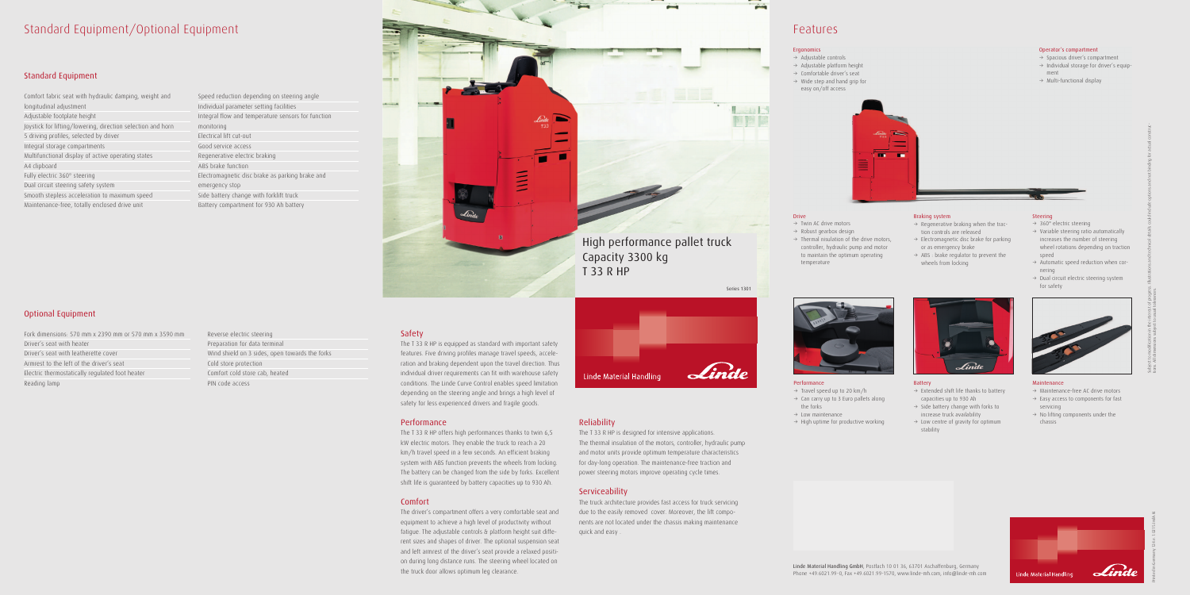# Standard Equipment/Optional Equipment

## Standard Equipment

- Comfort fabric seat with hydraulic damping, weight and longitudinal adjustment
- Adjustable footplate height
- Joystick for lifting/lowering, direction selection and horn
- 5 driving profiles, selected by driver
- Integral storage compartments
- Multifunctional display of active operating states
- A4 clipboard
- Fully electric 360° steering
- Dual circuit steering safety system
- Smooth stepless acceleration to maximum speed
- Maintenance-free, totally enclosed drive unit
- Speed reduction depending on steering angle
- Individual parameter setting facilities
- Integral flow and temperature sensors for function monitoring
- Electrical lift cut-out
- Good service access
- Regenerative electric braking
- ABS brake function
- Electromagnetic disc brake as parking brake and emergency stop
- Side battery change with forklift truck
- Battery compartment for 930 Ah battery

## Optional Equipment

- Fork dimensions: 570 mm x 2390 mm or 570 mm x 3590 mm
- Driver's seat with heater
- Driver's seat with leatherette cover
- Armrest to the left of the driver's seat
- Electric thermostatically regulated foot heater
- Reading lamp
- Reverse electric steering
- Preparation for data terminal
- Wind shield on 3 sides, open towards the forks
- Cold store protection
- Comfort cold store cab, heated
- PIN code access

# High performance pallet truck Capacity 3300 kg T 33 R HP

Series 1301

Linde Material Handling

### Safety

The T 33 R HP is equipped as standard with important safety features. Five driving profiles manage travel speeds, acceleration and braking dependent upon the travel direction. Thus individual driver requirements can fit with warehouse safety conditions. The Linde Curve Control enables speed limitation depending on the steering angle and brings a high level of safety for less experienced drivers and fragile goods.

### Performance

The T 33 R HP offers high performances thanks to twin 6,5 kW electric motors. They enable the truck to reach a 20 km/h travel speed in a few seconds. An efficient braking system with ABS function prevents the wheels from locking. The battery can be changed from the side by forks. Excellent shift life is guaranteed by battery capacities up to 930 Ah.

### Comfort

The driver's compartment offers a very comfortable seat and equipment to achieve a high level of productivity without fatigue. The adjustable controls & platform height suit different sizes and shapes of driver. The optional suspension seat and left armrest of the driver's seat provide a relaxed position during long distance runs. The steering wheel located on the truck door allows optimum leg clearance.

### Reliability

The T 33 R HP is designed for intensive applications. The thermal insulation of the motors, controller, hydraulic pump and motor units provide optimum temperature characteristics for day-long operation. The maintenance-free traction and power steering motors improve operating cycle times.

### Serviceability

The truck architecture provides fast access for truck servicing due to the easily removed cover. Moreover, the lift components are not located under the chassis making maintenance quick and easy .

# Features

### Ergonomics

- → Adjustable controls
- → Adjustable platform height
- → Comfortable driver's seat
- → Wide step and hand grip for easy on/off access

### Operator's compartment

- → Spacious driver's compartment
- → Individual storage for driver's equipment
- → Multi-functional display

### Drive

- → Twin AC drive motors
- → Robust gearbox design
- → Thermal insulation of the drive motors, controller, hydraulic pump and motor to maintain the optimum operating temperature

### Braking system

- → Regenerative braking when the traction controls are released
- → Electromagnetic disc brake for parking or as emergency brake
- → ABS : brake regulator to prevent the wheels from locking

### Steering

- → 360° electric steering
- → Variable steering ratio automatically increases the number of steering wheel rotations depending on traction speed
- → Automatic speed reduction when cornering
- → Dual circuit electric steering system for safety

### Performance

- → Travel speed up to 20 km/h
- → Can carry up to 3 Euro pallets along the forks
- → Low maintenance
- → High uptime for productive working

### Battery

- → Extended shift life thanks to battery capacities up to 930 Ah
- → Side battery change with forks to increase truck availability
- → Low centre of gravity for optimum stability

### Maintenance

- → Maintenance-free AC drive motors
- → Easy access to components for fast servicing
- → No lifting components under the chassis

Linde Material Handling GmbH, Postfach 10 01 36, 63701 Aschaffenburg, Germany
Phone +49.6021.99-0, Fax +49.6021.99-1570, www.linde-mh.com, info@linde-mh.com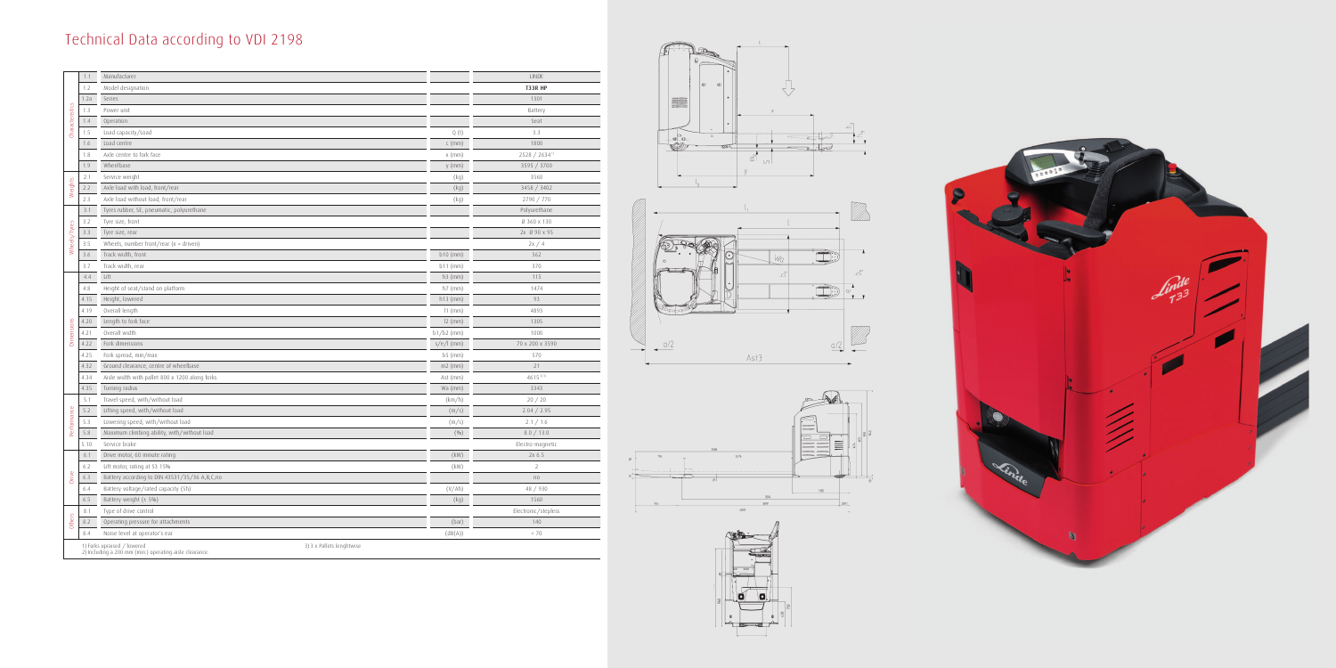# Technical Data according to VDI 2198

| | | | | |
|---|---|---|---|---|
| Characteristics | 1.1 | Manufacturer | | LINDE |
| | 1.2 | Model designation | | **T33R HP** |
| | 1.2a | Series | | 1301 |
| | 1.3 | Power unit | | Battery |
| | 1.4 | Operation | | Seat |
| | 1.5 | Load capacity/Load | Q (t) | 3.3 |
| | 1.6 | Load centre | c (mm) | 1800 |
| | 1.8 | Axle centre to fork face | x (mm) | 2528 / 2634[1] |
| | 1.9 | Wheelbase | y (mm) | 3595 / 3700 |
| Weights | 2.1 | Service weight | (kg) | 3560 |
| | 2.2 | Axle load with load, front/rear | (kg) | 3458 / 3402 |
| | 2.3 | Axle load without load, front/rear | (kg) | 2790 / 770 |
| Wheels/Tyres | 3.1 | Tyres rubber, SE, pneumatic, polyurethane | | Polyurethane |
| | 3.2 | Tyre size, front | | Ø 360 x 130 |
| | 3.3 | Tyre size, rear | | 2x Ø 90 x 95 |
| | 3.5 | Wheels, number front/rear (x = driven) | | 2x / 4 |
| | 3.6 | Track width, front | b10 (mm) | 562 |
| | 3.7 | Track width, rear | b11 (mm) | 370 |
| Dimensions | 4.4 | Lift | h3 (mm) | 115 |
| | 4.8 | Height of seat/stand on platform | h7 (mm) | 1474 |
| | 4.15 | Height, lowered | h13 (mm) | 93 |
| | 4.19 | Overall length | l1 (mm) | 4893 |
| | 4.20 | Length to fork face | l2 (mm) | 1305 |
| | 4.21 | Overall width | b1/b2 (mm) | 1000 |
| | 4.22 | Fork dimensions | s/e/l (mm) | 70 x 200 x 3590 |
| | 4.25 | Fork spread, min/max | b5 (mm) | 570 |
| | 4.32 | Ground clearance, centre of wheelbase | m2 (mm) | 21 |
| | 4.34 | Aisle width with pallet 800 x 1200 along forks | Ast (mm) | 4615[2,3] |
| | 4.35 | Turning radius | Wa (mm) | 3343 |
| Performance | 5.1 | Travel speed, with/without load | (km/h) | 20 / 20 |
| | 5.2 | Lifting speed, with/without load | (m/s) | 2.04 / 2.95 |
| | 5.3 | Lowering speed, with/without load | (m/s) | 2.1 / 1.6 |
| | 5.8 | Maximum climbing ability, with/without load | (%) | 8.0 / 13.0 |
| | 5.10 | Service brake | | Electro-magnetic |
| Drive | 6.1 | Drive motor, 60 minute rating | (kW) | 2x 6.5 |
| | 6.2 | Lift motor, rating at S3 15% | (kW) | 2 |
| | 6.3 | Battery according to DIN 43531/35/36 A,B,C,no | | no |
| | 6.4 | Battery voltage/rated capacity (5h) | (V/Ah) | 48 / 930 |
| | 6.5 | Battery weight (± 5%) | (kg) | 1560 |
| Others | 8.1 | Type of drive control | | Electronic/stepless |
| | 8.2 | Operating pressure for attachments | (bar) | 140 |
| | 8.4 | Noise level at operator's ear | (dB(A)) | < 70 |

1) Forks upraised / lowered
2) Including a 200 mm (min.) operating aisle clearance
3) 3 x Pallets lengthwise